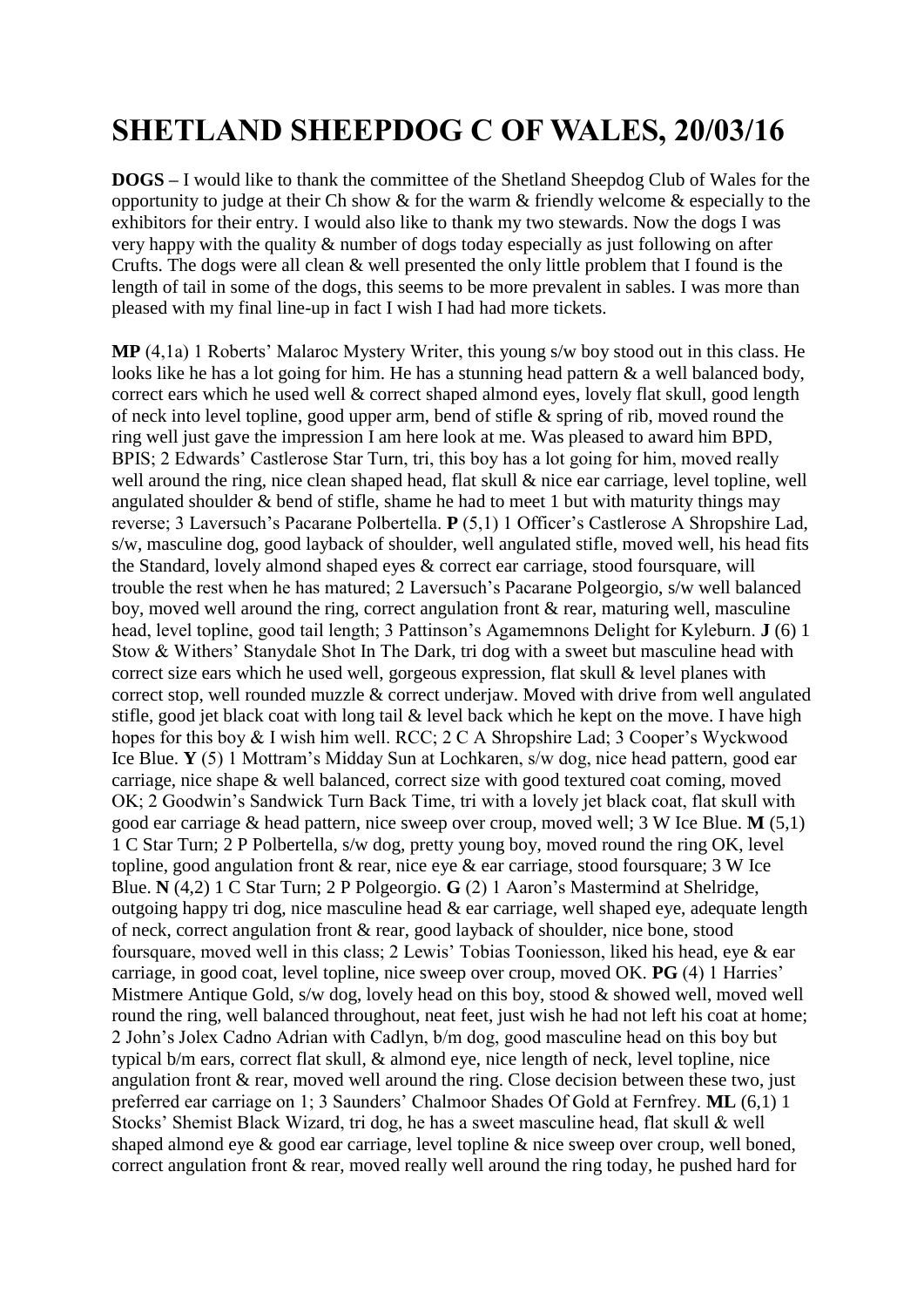# SHETLAND SHEEPDOG C OF WALES, 20/03/16

**DOGS –** I would like to thank the committee of the Shetland Sheepdog Club of Wales for the opportunity to judge at their Ch show & for the warm & friendly welcome & especially to the exhibitors for their entry. I would also like to thank my two stewards. Now the dogs I was very happy with the quality & number of dogs today especially as just following on after Crufts. The dogs were all clean & well presented the only little problem that I found is the length of tail in some of the dogs, this seems to be more prevalent in sables. I was more than pleased with my final line-up in fact I wish I had had more tickets.

**MP** (4,1a) 1 Roberts' Malaroc Mystery Writer, this young s/w boy stood out in this class. He looks like he has a lot going for him. He has a stunning head pattern & a well balanced body, correct ears which he used well & correct shaped almond eyes, lovely flat skull, good length of neck into level topline, good upper arm, bend of stifle & spring of rib, moved round the ring well just gave the impression I am here look at me. Was pleased to award him BPD, BPIS; 2 Edwards' Castlerose Star Turn, tri, this boy has a lot going for him, moved really well around the ring, nice clean shaped head, flat skull & nice ear carriage, level topline, well angulated shoulder & bend of stifle, shame he had to meet 1 but with maturity things may reverse; 3 Laversuch's Pacarane Polbertella. **P** (5,1) 1 Officer's Castlerose A Shropshire Lad, s/w, masculine dog, good layback of shoulder, well angulated stifle, moved well, his head fits the Standard, lovely almond shaped eyes & correct ear carriage, stood foursquare, will trouble the rest when he has matured; 2 Laversuch's Pacarane Polgeorgio, s/w well balanced boy, moved well around the ring, correct angulation front & rear, maturing well, masculine head, level topline, good tail length; 3 Pattinson's Agamemnons Delight for Kyleburn. **J** (6) 1 Stow & Withers' Stanydale Shot In The Dark, tri dog with a sweet but masculine head with correct size ears which he used well, gorgeous expression, flat skull & level planes with correct stop, well rounded muzzle & correct underjaw. Moved with drive from well angulated stifle, good jet black coat with long tail & level back which he kept on the move. I have high hopes for this boy & I wish him well. RCC; 2 C A Shropshire Lad; 3 Cooper's Wyckwood Ice Blue. **Y** (5) 1 Mottram's Midday Sun at Lochkaren, s/w dog, nice head pattern, good ear carriage, nice shape & well balanced, correct size with good textured coat coming, moved OK; 2 Goodwin's Sandwick Turn Back Time, tri with a lovely jet black coat, flat skull with good ear carriage & head pattern, nice sweep over croup, moved well; 3 W Ice Blue. **M** (5,1) 1 C Star Turn; 2 P Polbertella, s/w dog, pretty young boy, moved round the ring OK, level topline, good angulation front & rear, nice eye & ear carriage, stood foursquare; 3 W Ice Blue. **N** (4,2) 1 C Star Turn; 2 P Polgeorgio. **G** (2) 1 Aaron's Mastermind at Shelridge, outgoing happy tri dog, nice masculine head & ear carriage, well shaped eye, adequate length of neck, correct angulation front & rear, good layback of shoulder, nice bone, stood foursquare, moved well in this class; 2 Lewis' Tobias Tooniesson, liked his head, eye & ear carriage, in good coat, level topline, nice sweep over croup, moved OK. **PG** (4) 1 Harries' Mistmere Antique Gold, s/w dog, lovely head on this boy, stood & showed well, moved well round the ring, well balanced throughout, neat feet, just wish he had not left his coat at home; 2 John's Jolex Cadno Adrian with Cadlyn, b/m dog, good masculine head on this boy but typical b/m ears, correct flat skull, & almond eye, nice length of neck, level topline, nice angulation front & rear, moved well around the ring. Close decision between these two, just preferred ear carriage on 1; 3 Saunders' Chalmoor Shades Of Gold at Fernfrey. **ML** (6,1) 1 Stocks' Shemist Black Wizard, tri dog, he has a sweet masculine head, flat skull & well shaped almond eye & good ear carriage, level topline & nice sweep over croup, well boned, correct angulation front & rear, moved really well around the ring today, he pushed hard for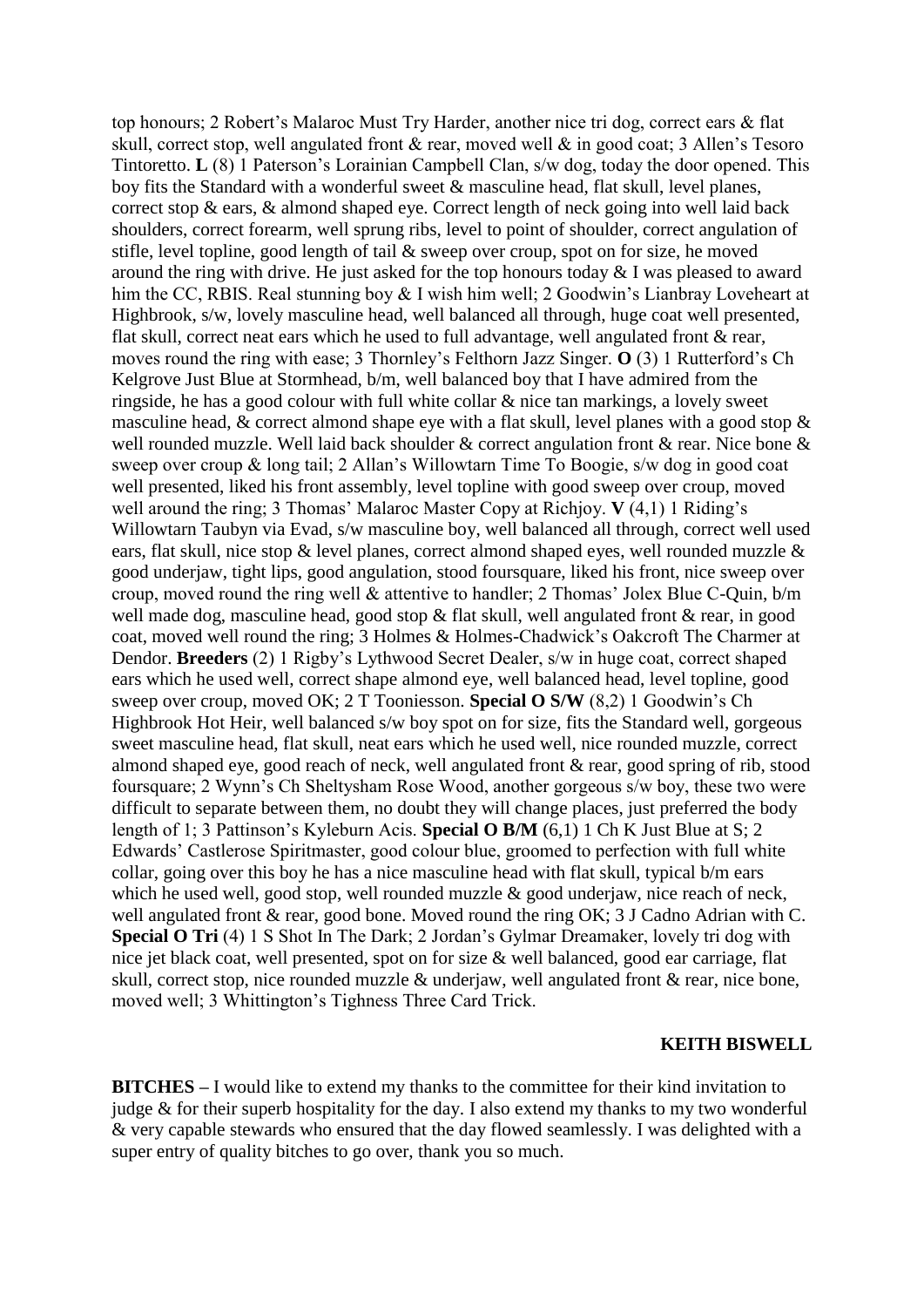top honours; 2 Robert's Malaroc Must Try Harder, another nice tri dog, correct ears & flat skull, correct stop, well angulated front & rear, moved well & in good coat; 3 Allen's Tesoro Tintoretto. **L** (8) 1 Paterson's Lorainian Campbell Clan, s/w dog, today the door opened. This boy fits the Standard with a wonderful sweet & masculine head, flat skull, level planes, correct stop & ears, & almond shaped eye. Correct length of neck going into well laid back shoulders, correct forearm, well sprung ribs, level to point of shoulder, correct angulation of stifle, level topline, good length of tail & sweep over croup, spot on for size, he moved around the ring with drive. He just asked for the top honours today & I was pleased to award him the CC, RBIS. Real stunning boy & I wish him well; 2 Goodwin's Lianbray Loveheart at Highbrook, s/w, lovely masculine head, well balanced all through, huge coat well presented, flat skull, correct neat ears which he used to full advantage, well angulated front & rear, moves round the ring with ease; 3 Thornley's Felthorn Jazz Singer. **O** (3) 1 Rutterford's Ch Kelgrove Just Blue at Stormhead, b/m, well balanced boy that I have admired from the ringside, he has a good colour with full white collar & nice tan markings, a lovely sweet masculine head, & correct almond shape eye with a flat skull, level planes with a good stop & well rounded muzzle. Well laid back shoulder & correct angulation front & rear. Nice bone & sweep over croup & long tail; 2 Allan's Willowtarn Time To Boogie, s/w dog in good coat well presented, liked his front assembly, level topline with good sweep over croup, moved well around the ring; 3 Thomas' Malaroc Master Copy at Richjoy. **V** (4,1) 1 Riding's Willowtarn Taubyn via Evad, s/w masculine boy, well balanced all through, correct well used ears, flat skull, nice stop & level planes, correct almond shaped eyes, well rounded muzzle & good underjaw, tight lips, good angulation, stood foursquare, liked his front, nice sweep over croup, moved round the ring well & attentive to handler; 2 Thomas' Jolex Blue C-Quin, b/m well made dog, masculine head, good stop & flat skull, well angulated front & rear, in good coat, moved well round the ring; 3 Holmes & Holmes-Chadwick's Oakcroft The Charmer at Dendor. **Breeders** (2) 1 Rigby's Lythwood Secret Dealer, s/w in huge coat, correct shaped ears which he used well, correct shape almond eye, well balanced head, level topline, good sweep over croup, moved OK; 2 T Tooniesson. **Special O S/W** (8,2) 1 Goodwin's Ch Highbrook Hot Heir, well balanced s/w boy spot on for size, fits the Standard well, gorgeous sweet masculine head, flat skull, neat ears which he used well, nice rounded muzzle, correct almond shaped eye, good reach of neck, well angulated front & rear, good spring of rib, stood foursquare; 2 Wynn's Ch Sheltysham Rose Wood, another gorgeous s/w boy, these two were difficult to separate between them, no doubt they will change places, just preferred the body length of 1; 3 Pattinson's Kyleburn Acis. **Special O B/M** (6,1) 1 Ch K Just Blue at S; 2 Edwards' Castlerose Spiritmaster, good colour blue, groomed to perfection with full white collar, going over this boy he has a nice masculine head with flat skull, typical b/m ears which he used well, good stop, well rounded muzzle & good underjaw, nice reach of neck, well angulated front & rear, good bone. Moved round the ring OK; 3 J Cadno Adrian with C. **Special O Tri** (4) 1 S Shot In The Dark; 2 Jordan's Gylmar Dreamaker, lovely tri dog with nice jet black coat, well presented, spot on for size & well balanced, good ear carriage, flat skull, correct stop, nice rounded muzzle & underjaw, well angulated front & rear, nice bone, moved well; 3 Whittington's Tighness Three Card Trick.

**KEITH BISWELL**

**BITCHES –** I would like to extend my thanks to the committee for their kind invitation to judge & for their superb hospitality for the day. I also extend my thanks to my two wonderful & very capable stewards who ensured that the day flowed seamlessly. I was delighted with a super entry of quality bitches to go over, thank you so much.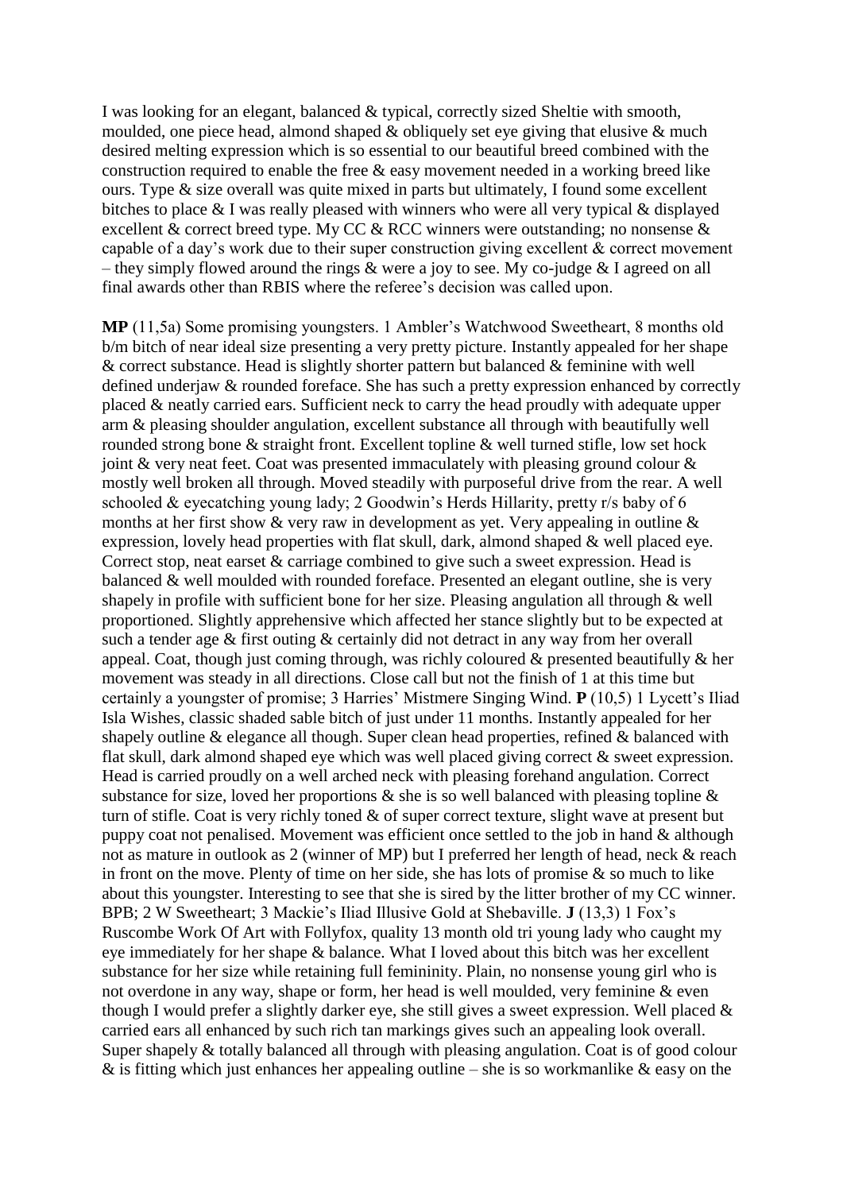I was looking for an elegant, balanced & typical, correctly sized Sheltie with smooth, moulded, one piece head, almond shaped & obliquely set eye giving that elusive & much desired melting expression which is so essential to our beautiful breed combined with the construction required to enable the free & easy movement needed in a working breed like ours. Type & size overall was quite mixed in parts but ultimately, I found some excellent bitches to place & I was really pleased with winners who were all very typical & displayed excellent & correct breed type. My CC & RCC winners were outstanding; no nonsense & capable of a day's work due to their super construction giving excellent & correct movement – they simply flowed around the rings & were a joy to see. My co-judge & I agreed on all final awards other than RBIS where the referee's decision was called upon.

**MP** (11,5a) Some promising youngsters. 1 Ambler's Watchwood Sweetheart, 8 months old b/m bitch of near ideal size presenting a very pretty picture. Instantly appealed for her shape & correct substance. Head is slightly shorter pattern but balanced & feminine with well defined underjaw & rounded foreface. She has such a pretty expression enhanced by correctly placed & neatly carried ears. Sufficient neck to carry the head proudly with adequate upper arm & pleasing shoulder angulation, excellent substance all through with beautifully well rounded strong bone & straight front. Excellent topline & well turned stifle, low set hock joint & very neat feet. Coat was presented immaculately with pleasing ground colour & mostly well broken all through. Moved steadily with purposeful drive from the rear. A well schooled & eyecatching young lady; 2 Goodwin's Herds Hillarity, pretty r/s baby of 6 months at her first show & very raw in development as yet. Very appealing in outline & expression, lovely head properties with flat skull, dark, almond shaped & well placed eye. Correct stop, neat earset & carriage combined to give such a sweet expression. Head is balanced & well moulded with rounded foreface. Presented an elegant outline, she is very shapely in profile with sufficient bone for her size. Pleasing angulation all through & well proportioned. Slightly apprehensive which affected her stance slightly but to be expected at such a tender age & first outing & certainly did not detract in any way from her overall appeal. Coat, though just coming through, was richly coloured & presented beautifully & her movement was steady in all directions. Close call but not the finish of 1 at this time but certainly a youngster of promise; 3 Harries' Mistmere Singing Wind. **P** (10,5) 1 Lycett's Iliad Isla Wishes, classic shaded sable bitch of just under 11 months. Instantly appealed for her shapely outline & elegance all though. Super clean head properties, refined & balanced with flat skull, dark almond shaped eye which was well placed giving correct & sweet expression. Head is carried proudly on a well arched neck with pleasing forehand angulation. Correct substance for size, loved her proportions & she is so well balanced with pleasing topline & turn of stifle. Coat is very richly toned & of super correct texture, slight wave at present but puppy coat not penalised. Movement was efficient once settled to the job in hand & although not as mature in outlook as 2 (winner of MP) but I preferred her length of head, neck & reach in front on the move. Plenty of time on her side, she has lots of promise & so much to like about this youngster. Interesting to see that she is sired by the litter brother of my CC winner. BPB; 2 W Sweetheart; 3 Mackie's Iliad Illusive Gold at Shebaville. **J** (13,3) 1 Fox's Ruscombe Work Of Art with Follyfox, quality 13 month old tri young lady who caught my eye immediately for her shape & balance. What I loved about this bitch was her excellent substance for her size while retaining full femininity. Plain, no nonsense young girl who is not overdone in any way, shape or form, her head is well moulded, very feminine & even though I would prefer a slightly darker eye, she still gives a sweet expression. Well placed & carried ears all enhanced by such rich tan markings gives such an appealing look overall. Super shapely & totally balanced all through with pleasing angulation. Coat is of good colour & is fitting which just enhances her appealing outline – she is so workmanlike & easy on the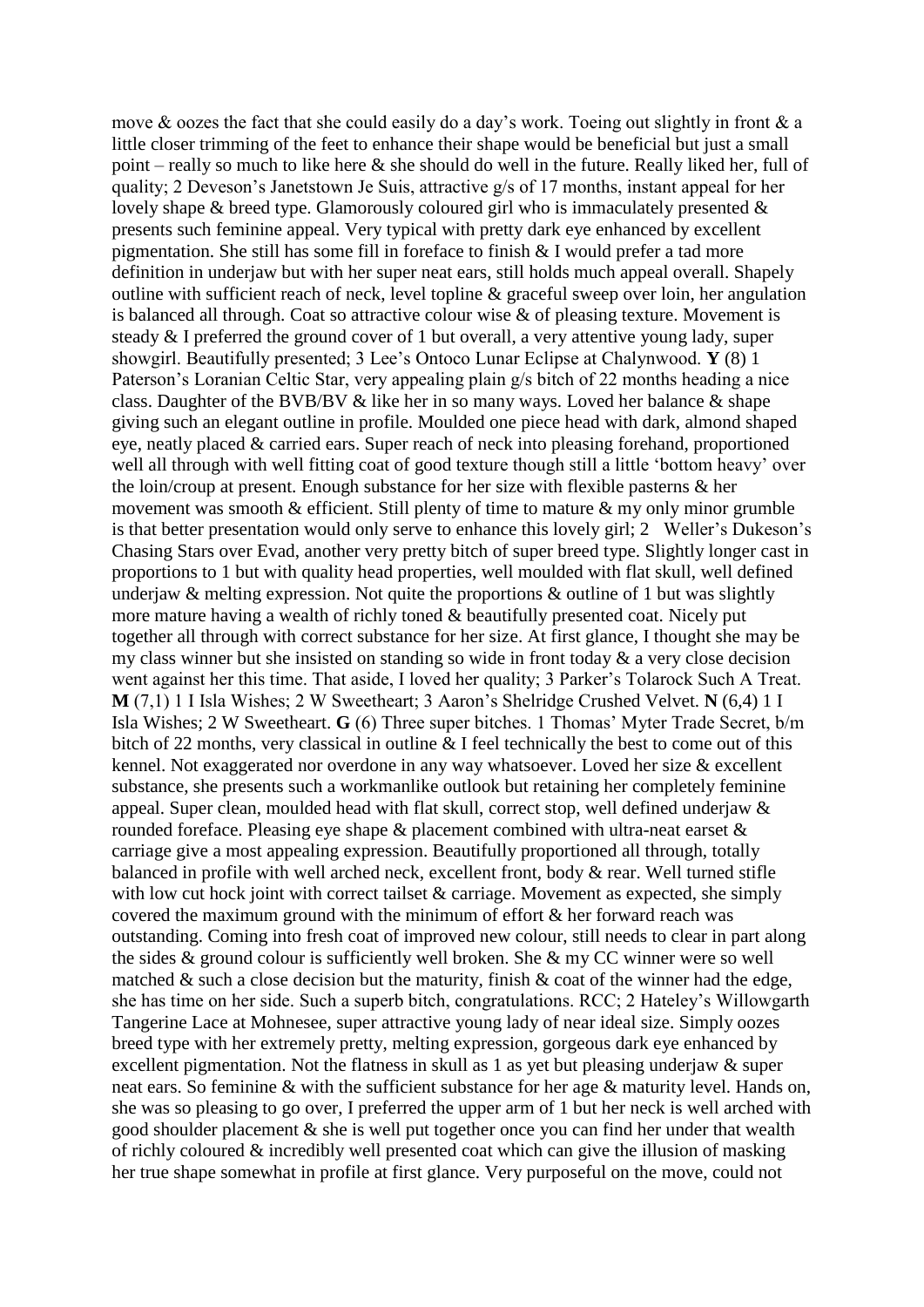move & oozes the fact that she could easily do a day's work. Toeing out slightly in front & a little closer trimming of the feet to enhance their shape would be beneficial but just a small point – really so much to like here & she should do well in the future. Really liked her, full of quality; 2 Deveson's Janetstown Je Suis, attractive g/s of 17 months, instant appeal for her lovely shape & breed type. Glamorously coloured girl who is immaculately presented & presents such feminine appeal. Very typical with pretty dark eye enhanced by excellent pigmentation. She still has some fill in foreface to finish & I would prefer a tad more definition in underjaw but with her super neat ears, still holds much appeal overall. Shapely outline with sufficient reach of neck, level topline & graceful sweep over loin, her angulation is balanced all through. Coat so attractive colour wise & of pleasing texture. Movement is steady & I preferred the ground cover of 1 but overall, a very attentive young lady, super showgirl. Beautifully presented; 3 Lee's Ontoco Lunar Eclipse at Chalynwood. **Y** (8) 1 Paterson's Loranian Celtic Star, very appealing plain g/s bitch of 22 months heading a nice class. Daughter of the BVB/BV & like her in so many ways. Loved her balance & shape giving such an elegant outline in profile. Moulded one piece head with dark, almond shaped eye, neatly placed & carried ears. Super reach of neck into pleasing forehand, proportioned well all through with well fitting coat of good texture though still a little 'bottom heavy' over the loin/croup at present. Enough substance for her size with flexible pasterns & her movement was smooth & efficient. Still plenty of time to mature & my only minor grumble is that better presentation would only serve to enhance this lovely girl; 2 Weller's Dukeson's Chasing Stars over Evad, another very pretty bitch of super breed type. Slightly longer cast in proportions to 1 but with quality head properties, well moulded with flat skull, well defined underjaw & melting expression. Not quite the proportions & outline of 1 but was slightly more mature having a wealth of richly toned & beautifully presented coat. Nicely put together all through with correct substance for her size. At first glance, I thought she may be my class winner but she insisted on standing so wide in front today & a very close decision went against her this time. That aside, I loved her quality; 3 Parker's Tolarock Such A Treat. **M** (7,1) 1 I Isla Wishes; 2 W Sweetheart; 3 Aaron's Shelridge Crushed Velvet. **N** (6,4) 1 I Isla Wishes; 2 W Sweetheart. **G** (6) Three super bitches. 1 Thomas' Myter Trade Secret, b/m bitch of 22 months, very classical in outline & I feel technically the best to come out of this kennel. Not exaggerated nor overdone in any way whatsoever. Loved her size & excellent substance, she presents such a workmanlike outlook but retaining her completely feminine appeal. Super clean, moulded head with flat skull, correct stop, well defined underjaw & rounded foreface. Pleasing eye shape & placement combined with ultra-neat earset & carriage give a most appealing expression. Beautifully proportioned all through, totally balanced in profile with well arched neck, excellent front, body & rear. Well turned stifle with low cut hock joint with correct tailset & carriage. Movement as expected, she simply covered the maximum ground with the minimum of effort & her forward reach was outstanding. Coming into fresh coat of improved new colour, still needs to clear in part along the sides & ground colour is sufficiently well broken. She & my CC winner were so well matched & such a close decision but the maturity, finish & coat of the winner had the edge, she has time on her side. Such a superb bitch, congratulations. RCC; 2 Hateley's Willowgarth Tangerine Lace at Mohnesee, super attractive young lady of near ideal size. Simply oozes breed type with her extremely pretty, melting expression, gorgeous dark eye enhanced by excellent pigmentation. Not the flatness in skull as 1 as yet but pleasing underjaw & super neat ears. So feminine & with the sufficient substance for her age & maturity level. Hands on, she was so pleasing to go over, I preferred the upper arm of 1 but her neck is well arched with good shoulder placement & she is well put together once you can find her under that wealth of richly coloured & incredibly well presented coat which can give the illusion of masking her true shape somewhat in profile at first glance. Very purposeful on the move, could not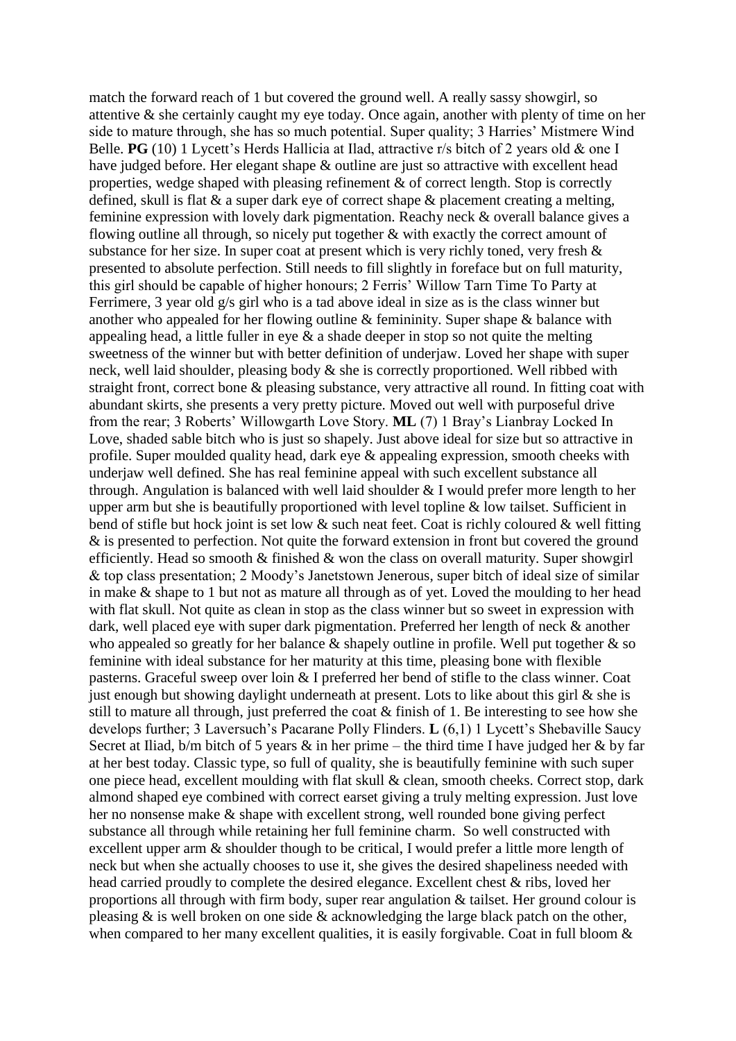match the forward reach of 1 but covered the ground well. A really sassy showgirl, so attentive & she certainly caught my eye today. Once again, another with plenty of time on her side to mature through, she has so much potential. Super quality; 3 Harries' Mistmere Wind Belle. **PG** (10) 1 Lycett's Herds Hallicia at Ilad, attractive r/s bitch of 2 years old & one I have judged before. Her elegant shape & outline are just so attractive with excellent head properties, wedge shaped with pleasing refinement & of correct length. Stop is correctly defined, skull is flat & a super dark eye of correct shape & placement creating a melting, feminine expression with lovely dark pigmentation. Reachy neck & overall balance gives a flowing outline all through, so nicely put together & with exactly the correct amount of substance for her size. In super coat at present which is very richly toned, very fresh & presented to absolute perfection. Still needs to fill slightly in foreface but on full maturity, this girl should be capable of higher honours; 2 Ferris' Willow Tarn Time To Party at Ferrimere, 3 year old g/s girl who is a tad above ideal in size as is the class winner but another who appealed for her flowing outline & femininity. Super shape & balance with appealing head, a little fuller in eye & a shade deeper in stop so not quite the melting sweetness of the winner but with better definition of underjaw. Loved her shape with super neck, well laid shoulder, pleasing body & she is correctly proportioned. Well ribbed with straight front, correct bone & pleasing substance, very attractive all round. In fitting coat with abundant skirts, she presents a very pretty picture. Moved out well with purposeful drive from the rear; 3 Roberts' Willowgarth Love Story. **ML** (7) 1 Bray's Lianbray Locked In Love, shaded sable bitch who is just so shapely. Just above ideal for size but so attractive in profile. Super moulded quality head, dark eye & appealing expression, smooth cheeks with underjaw well defined. She has real feminine appeal with such excellent substance all through. Angulation is balanced with well laid shoulder & I would prefer more length to her upper arm but she is beautifully proportioned with level topline & low tailset. Sufficient in bend of stifle but hock joint is set low & such neat feet. Coat is richly coloured & well fitting & is presented to perfection. Not quite the forward extension in front but covered the ground efficiently. Head so smooth & finished & won the class on overall maturity. Super showgirl & top class presentation; 2 Moody's Janetstown Jenerous, super bitch of ideal size of similar in make & shape to 1 but not as mature all through as of yet. Loved the moulding to her head with flat skull. Not quite as clean in stop as the class winner but so sweet in expression with dark, well placed eye with super dark pigmentation. Preferred her length of neck & another who appealed so greatly for her balance & shapely outline in profile. Well put together & so feminine with ideal substance for her maturity at this time, pleasing bone with flexible pasterns. Graceful sweep over loin & I preferred her bend of stifle to the class winner. Coat just enough but showing daylight underneath at present. Lots to like about this girl & she is still to mature all through, just preferred the coat & finish of 1. Be interesting to see how she develops further; 3 Laversuch's Pacarane Polly Flinders. **L** (6,1) 1 Lycett's Shebaville Saucy Secret at Iliad, b/m bitch of 5 years & in her prime – the third time I have judged her & by far at her best today. Classic type, so full of quality, she is beautifully feminine with such super one piece head, excellent moulding with flat skull & clean, smooth cheeks. Correct stop, dark almond shaped eye combined with correct earset giving a truly melting expression. Just love her no nonsense make & shape with excellent strong, well rounded bone giving perfect substance all through while retaining her full feminine charm. So well constructed with excellent upper arm & shoulder though to be critical, I would prefer a little more length of neck but when she actually chooses to use it, she gives the desired shapeliness needed with head carried proudly to complete the desired elegance. Excellent chest & ribs, loved her proportions all through with firm body, super rear angulation & tailset. Her ground colour is pleasing & is well broken on one side & acknowledging the large black patch on the other, when compared to her many excellent qualities, it is easily forgivable. Coat in full bloom &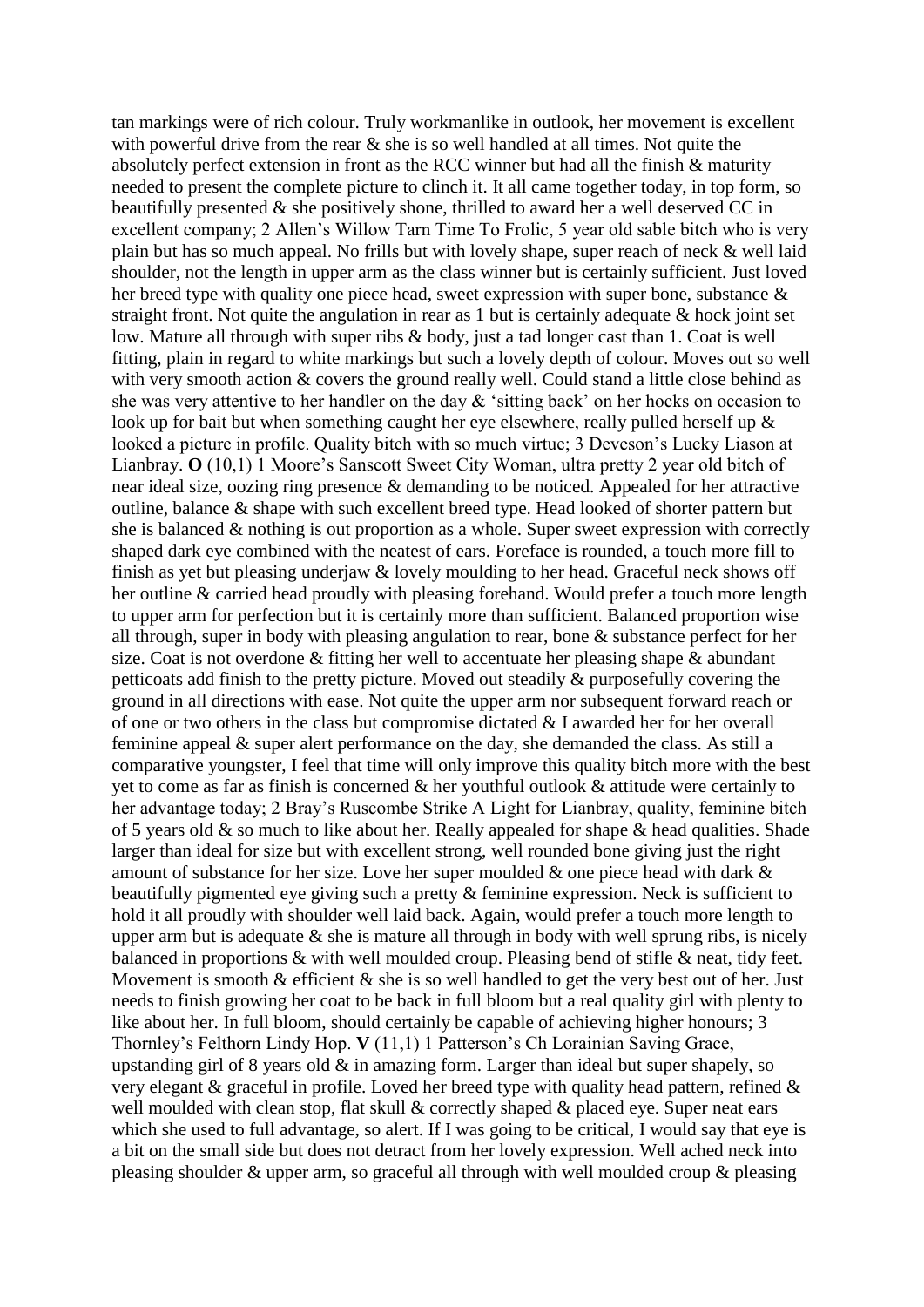tan markings were of rich colour. Truly workmanlike in outlook, her movement is excellent with powerful drive from the rear & she is so well handled at all times. Not quite the absolutely perfect extension in front as the RCC winner but had all the finish & maturity needed to present the complete picture to clinch it. It all came together today, in top form, so beautifully presented & she positively shone, thrilled to award her a well deserved CC in excellent company; 2 Allen's Willow Tarn Time To Frolic, 5 year old sable bitch who is very plain but has so much appeal. No frills but with lovely shape, super reach of neck & well laid shoulder, not the length in upper arm as the class winner but is certainly sufficient. Just loved her breed type with quality one piece head, sweet expression with super bone, substance & straight front. Not quite the angulation in rear as 1 but is certainly adequate & hock joint set low. Mature all through with super ribs & body, just a tad longer cast than 1. Coat is well fitting, plain in regard to white markings but such a lovely depth of colour. Moves out so well with very smooth action & covers the ground really well. Could stand a little close behind as she was very attentive to her handler on the day & 'sitting back' on her hocks on occasion to look up for bait but when something caught her eye elsewhere, really pulled herself up & looked a picture in profile. Quality bitch with so much virtue; 3 Deveson's Lucky Liason at Lianbray. **O** (10,1) 1 Moore's Sanscott Sweet City Woman, ultra pretty 2 year old bitch of near ideal size, oozing ring presence & demanding to be noticed. Appealed for her attractive outline, balance & shape with such excellent breed type. Head looked of shorter pattern but she is balanced & nothing is out proportion as a whole. Super sweet expression with correctly shaped dark eye combined with the neatest of ears. Foreface is rounded, a touch more fill to finish as yet but pleasing underjaw & lovely moulding to her head. Graceful neck shows off her outline & carried head proudly with pleasing forehand. Would prefer a touch more length to upper arm for perfection but it is certainly more than sufficient. Balanced proportion wise all through, super in body with pleasing angulation to rear, bone & substance perfect for her size. Coat is not overdone & fitting her well to accentuate her pleasing shape & abundant petticoats add finish to the pretty picture. Moved out steadily & purposefully covering the ground in all directions with ease. Not quite the upper arm nor subsequent forward reach or of one or two others in the class but compromise dictated & I awarded her for her overall feminine appeal & super alert performance on the day, she demanded the class. As still a comparative youngster, I feel that time will only improve this quality bitch more with the best yet to come as far as finish is concerned & her youthful outlook & attitude were certainly to her advantage today; 2 Bray's Ruscombe Strike A Light for Lianbray, quality, feminine bitch of 5 years old & so much to like about her. Really appealed for shape & head qualities. Shade larger than ideal for size but with excellent strong, well rounded bone giving just the right amount of substance for her size. Love her super moulded & one piece head with dark & beautifully pigmented eye giving such a pretty & feminine expression. Neck is sufficient to hold it all proudly with shoulder well laid back. Again, would prefer a touch more length to upper arm but is adequate & she is mature all through in body with well sprung ribs, is nicely balanced in proportions & with well moulded croup. Pleasing bend of stifle & neat, tidy feet. Movement is smooth & efficient & she is so well handled to get the very best out of her. Just needs to finish growing her coat to be back in full bloom but a real quality girl with plenty to like about her. In full bloom, should certainly be capable of achieving higher honours; 3 Thornley's Felthorn Lindy Hop. **V** (11,1) 1 Patterson's Ch Lorainian Saving Grace, upstanding girl of 8 years old & in amazing form. Larger than ideal but super shapely, so very elegant & graceful in profile. Loved her breed type with quality head pattern, refined & well moulded with clean stop, flat skull & correctly shaped & placed eye. Super neat ears which she used to full advantage, so alert. If I was going to be critical, I would say that eye is a bit on the small side but does not detract from her lovely expression. Well ached neck into pleasing shoulder & upper arm, so graceful all through with well moulded croup & pleasing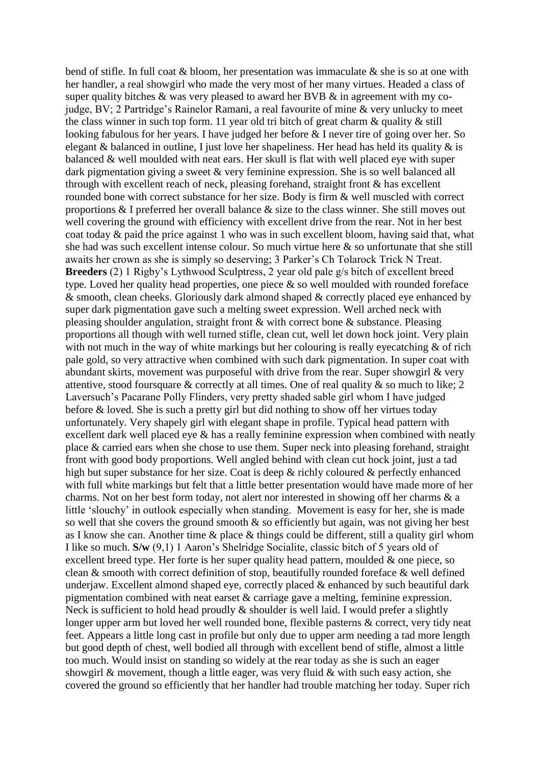bend of stifle. In full coat & bloom, her presentation was immaculate & she is so at one with her handler, a real showgirl who made the very most of her many virtues. Headed a class of super quality bitches & was very pleased to award her BVB & in agreement with my co-judge, BV; 2 Partridge's Rainelor Ramani, a real favourite of mine & very unlucky to meet the class winner in such top form. 11 year old tri bitch of great charm & quality & still looking fabulous for her years. I have judged her before & I never tire of going over her. So elegant & balanced in outline, I just love her shapeliness. Her head has held its quality & is balanced & well moulded with neat ears. Her skull is flat with well placed eye with super dark pigmentation giving a sweet & very feminine expression. She is so well balanced all through with excellent reach of neck, pleasing forehand, straight front & has excellent rounded bone with correct substance for her size. Body is firm & well muscled with correct proportions & I preferred her overall balance & size to the class winner. She still moves out well covering the ground with efficiency with excellent drive from the rear. Not in her best coat today & paid the price against 1 who was in such excellent bloom, having said that, what she had was such excellent intense colour. So much virtue here & so unfortunate that she still awaits her crown as she is simply so deserving; 3 Parker's Ch Tolarock Trick N Treat.

**Breeders** (2) 1 Rigby's Lythwood Sculptress, 2 year old pale g/s bitch of excellent breed type. Loved her quality head properties, one piece & so well moulded with rounded foreface & smooth, clean cheeks. Gloriously dark almond shaped & correctly placed eye enhanced by super dark pigmentation gave such a melting sweet expression. Well arched neck with pleasing shoulder angulation, straight front & with correct bone & substance. Pleasing proportions all though with well turned stifle, clean cut, well let down hock joint. Very plain with not much in the way of white markings but her colouring is really eyecatching & of rich pale gold, so very attractive when combined with such dark pigmentation. In super coat with abundant skirts, movement was purposeful with drive from the rear. Super showgirl & very attentive, stood foursquare & correctly at all times. One of real quality & so much to like; 2 Laversuch's Pacarane Polly Flinders, very pretty shaded sable girl whom I have judged before & loved. She is such a pretty girl but did nothing to show off her virtues today unfortunately. Very shapely girl with elegant shape in profile. Typical head pattern with excellent dark well placed eye & has a really feminine expression when combined with neatly place & carried ears when she chose to use them. Super neck into pleasing forehand, straight front with good body proportions. Well angled behind with clean cut hock joint, just a tad high but super substance for her size. Coat is deep & richly coloured & perfectly enhanced with full white markings but felt that a little better presentation would have made more of her charms. Not on her best form today, not alert nor interested in showing off her charms & a little 'slouchy' in outlook especially when standing. Movement is easy for her, she is made so well that she covers the ground smooth & so efficiently but again, was not giving her best as I know she can. Another time & place & things could be different, still a quality girl whom I like so much. **S/w** (9,1) 1 Aaron's Shelridge Socialite, classic bitch of 5 years old of excellent breed type. Her forte is her super quality head pattern, moulded & one piece, so clean & smooth with correct definition of stop, beautifully rounded foreface & well defined underjaw. Excellent almond shaped eye, correctly placed & enhanced by such beautiful dark pigmentation combined with neat earset & carriage gave a melting, feminine expression. Neck is sufficient to hold head proudly & shoulder is well laid. I would prefer a slightly longer upper arm but loved her well rounded bone, flexible pasterns & correct, very tidy neat feet. Appears a little long cast in profile but only due to upper arm needing a tad more length but good depth of chest, well bodied all through with excellent bend of stifle, almost a little too much. Would insist on standing so widely at the rear today as she is such an eager showgirl & movement, though a little eager, was very fluid & with such easy action, she covered the ground so efficiently that her handler had trouble matching her today. Super rich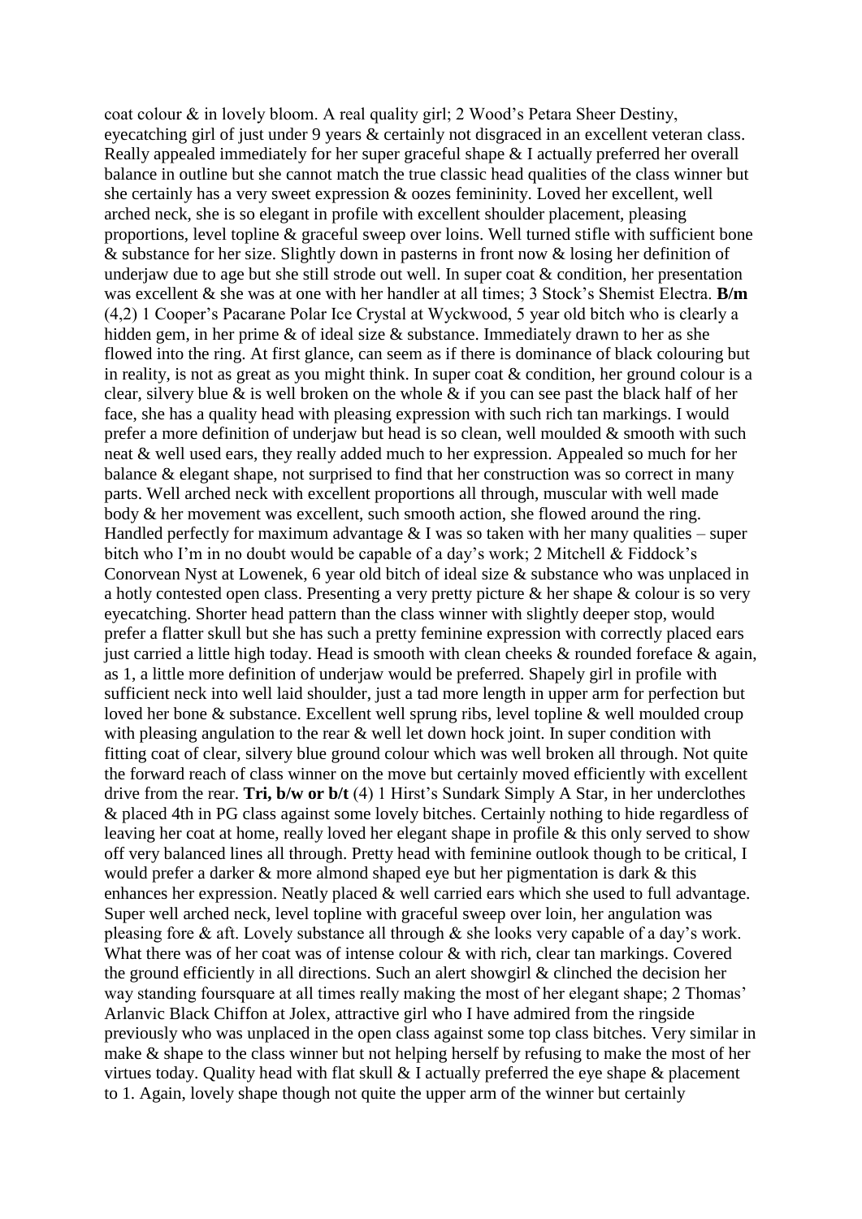coat colour & in lovely bloom. A real quality girl; 2 Wood's Petara Sheer Destiny, eyecatching girl of just under 9 years & certainly not disgraced in an excellent veteran class. Really appealed immediately for her super graceful shape & I actually preferred her overall balance in outline but she cannot match the true classic head qualities of the class winner but she certainly has a very sweet expression & oozes femininity. Loved her excellent, well arched neck, she is so elegant in profile with excellent shoulder placement, pleasing proportions, level topline & graceful sweep over loins. Well turned stifle with sufficient bone & substance for her size. Slightly down in pasterns in front now & losing her definition of underjaw due to age but she still strode out well. In super coat & condition, her presentation was excellent & she was at one with her handler at all times; 3 Stock's Shemist Electra. **B/m** (4,2) 1 Cooper's Pacarane Polar Ice Crystal at Wyckwood, 5 year old bitch who is clearly a hidden gem, in her prime & of ideal size & substance. Immediately drawn to her as she flowed into the ring. At first glance, can seem as if there is dominance of black colouring but in reality, is not as great as you might think. In super coat & condition, her ground colour is a clear, silvery blue & is well broken on the whole & if you can see past the black half of her face, she has a quality head with pleasing expression with such rich tan markings. I would prefer a more definition of underjaw but head is so clean, well moulded & smooth with such neat & well used ears, they really added much to her expression. Appealed so much for her balance & elegant shape, not surprised to find that her construction was so correct in many parts. Well arched neck with excellent proportions all through, muscular with well made body & her movement was excellent, such smooth action, she flowed around the ring. Handled perfectly for maximum advantage & I was so taken with her many qualities – super bitch who I'm in no doubt would be capable of a day's work; 2 Mitchell & Fiddock's Conorvean Nyst at Lowenek, 6 year old bitch of ideal size & substance who was unplaced in a hotly contested open class. Presenting a very pretty picture & her shape & colour is so very eyecatching. Shorter head pattern than the class winner with slightly deeper stop, would prefer a flatter skull but she has such a pretty feminine expression with correctly placed ears just carried a little high today. Head is smooth with clean cheeks & rounded foreface & again, as 1, a little more definition of underjaw would be preferred. Shapely girl in profile with sufficient neck into well laid shoulder, just a tad more length in upper arm for perfection but loved her bone & substance. Excellent well sprung ribs, level topline & well moulded croup with pleasing angulation to the rear & well let down hock joint. In super condition with fitting coat of clear, silvery blue ground colour which was well broken all through. Not quite the forward reach of class winner on the move but certainly moved efficiently with excellent drive from the rear. **Tri, b/w or b/t** (4) 1 Hirst's Sundark Simply A Star, in her underclothes & placed 4th in PG class against some lovely bitches. Certainly nothing to hide regardless of leaving her coat at home, really loved her elegant shape in profile & this only served to show off very balanced lines all through. Pretty head with feminine outlook though to be critical, I would prefer a darker & more almond shaped eye but her pigmentation is dark & this enhances her expression. Neatly placed & well carried ears which she used to full advantage. Super well arched neck, level topline with graceful sweep over loin, her angulation was pleasing fore & aft. Lovely substance all through & she looks very capable of a day's work. What there was of her coat was of intense colour & with rich, clear tan markings. Covered the ground efficiently in all directions. Such an alert showgirl & clinched the decision her way standing foursquare at all times really making the most of her elegant shape; 2 Thomas' Arlanvic Black Chiffon at Jolex, attractive girl who I have admired from the ringside previously who was unplaced in the open class against some top class bitches. Very similar in make & shape to the class winner but not helping herself by refusing to make the most of her virtues today. Quality head with flat skull & I actually preferred the eye shape & placement to 1. Again, lovely shape though not quite the upper arm of the winner but certainly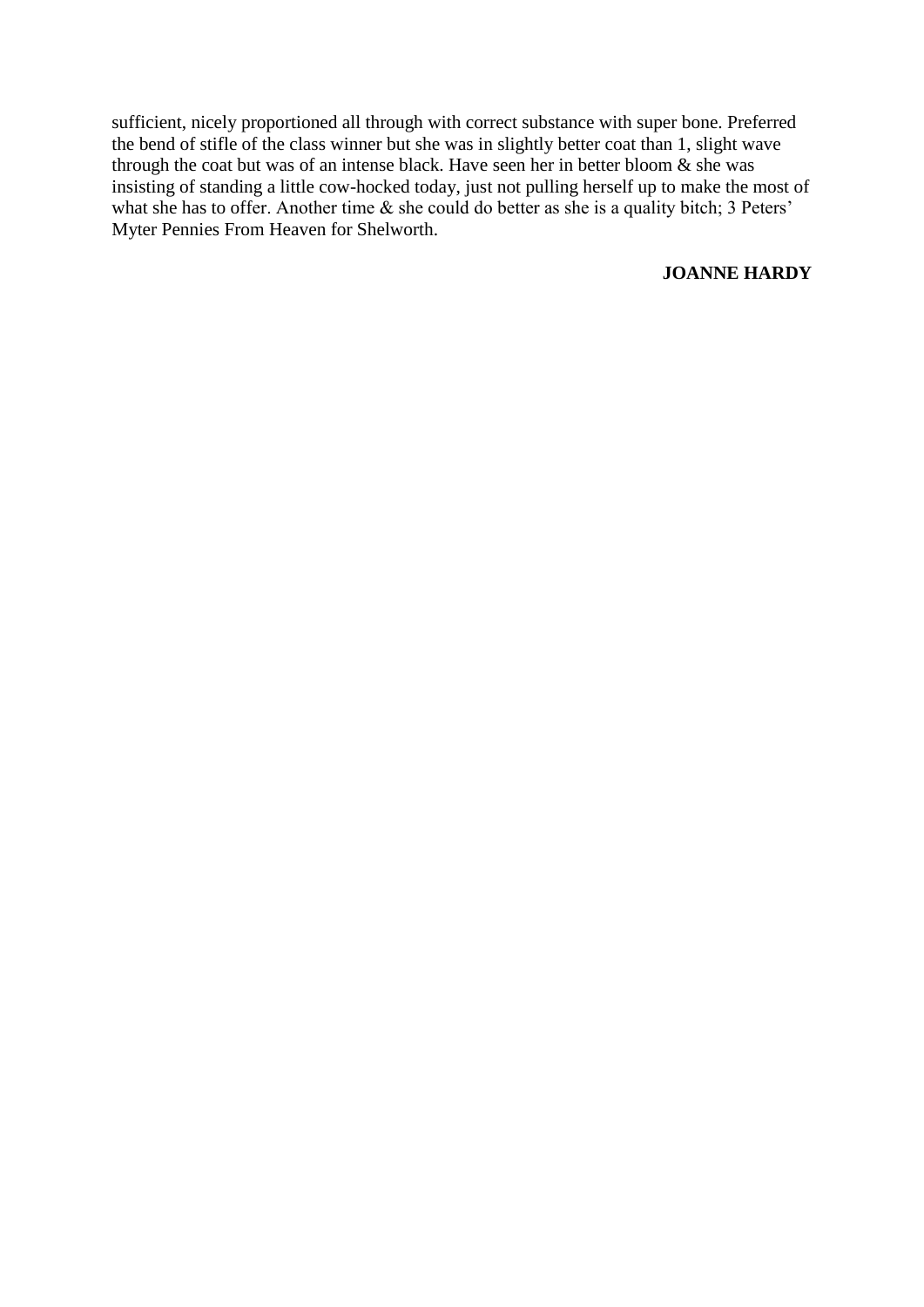sufficient, nicely proportioned all through with correct substance with super bone. Preferred the bend of stifle of the class winner but she was in slightly better coat than 1, slight wave through the coat but was of an intense black. Have seen her in better bloom & she was insisting of standing a little cow-hocked today, just not pulling herself up to make the most of what she has to offer. Another time & she could do better as she is a quality bitch; 3 Peters' Myter Pennies From Heaven for Shelworth.

**JOANNE HARDY**